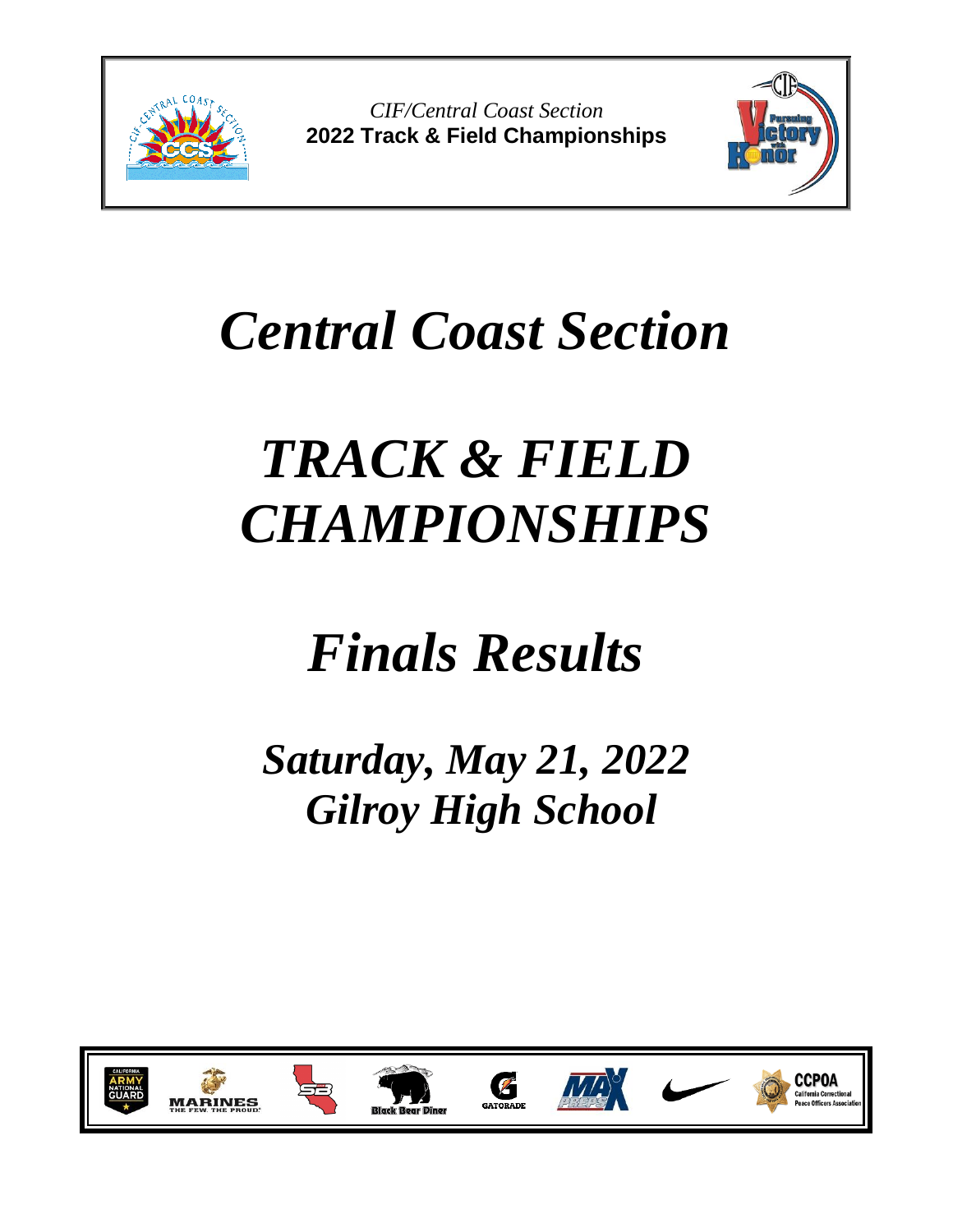*CIF/Central Coast Section*
**2022 Track & Field Championships**

# *Central Coast Section*

# *TRACK & FIELD CHAMPIONSHIPS*

# *Finals Results*

## *Saturday, May 21, 2022*
## *Gilroy High School*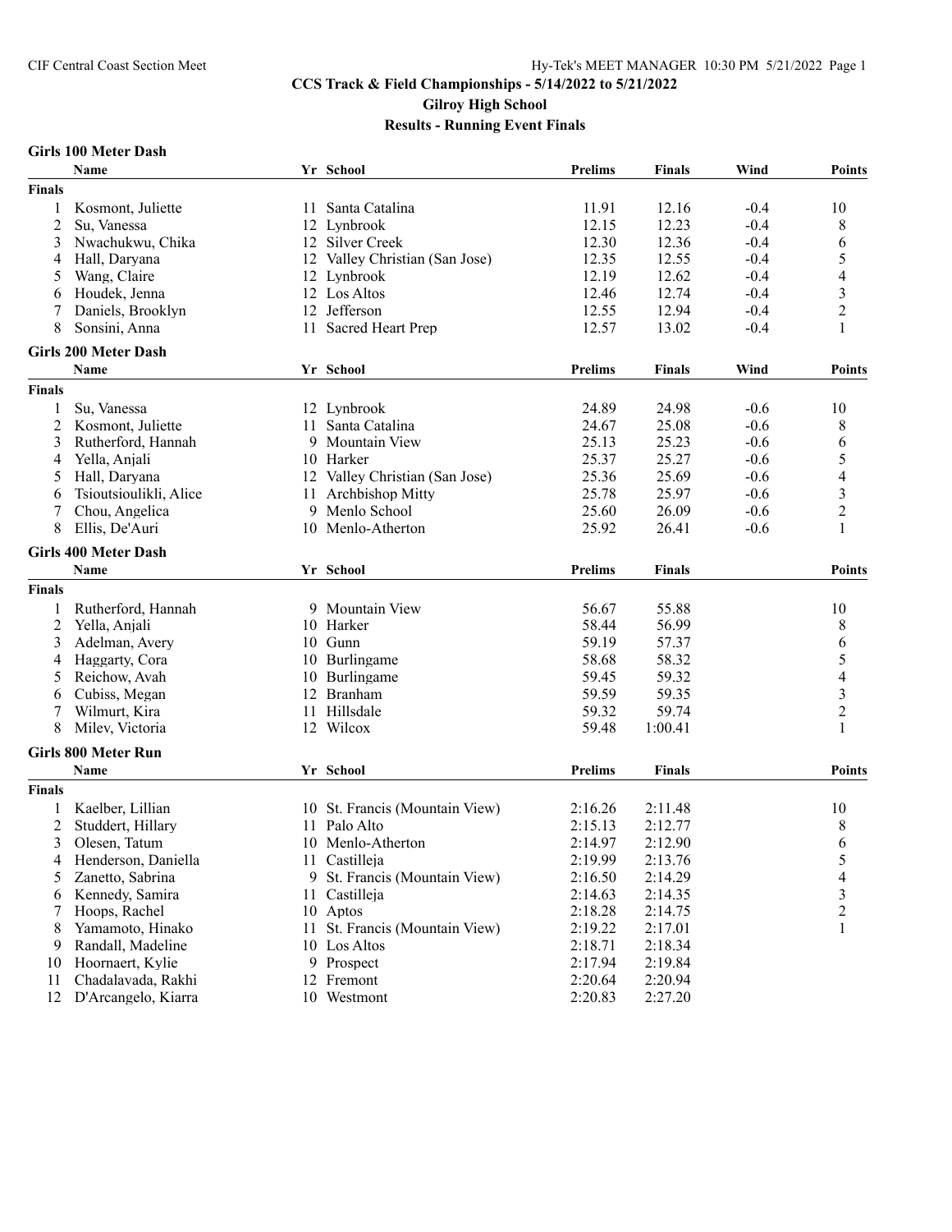## CCS Track & Field Championships - 5/14/2022 to 5/21/2022

### Gilroy High School

### Results - Running Event Finals

#### Girls 100 Meter Dash

| | Name | Yr | School | Prelims | Finals | Wind | Points |
|---|---|---|---|---|---|---|---|
| **Finals** | | | | | | | |
| 1 | Kosmont, Juliette | 11 | Santa Catalina | 11.91 | 12.16 | -0.4 | 10 |
| 2 | Su, Vanessa | 12 | Lynbrook | 12.15 | 12.23 | -0.4 | 8 |
| 3 | Nwachukwu, Chika | 12 | Silver Creek | 12.30 | 12.36 | -0.4 | 6 |
| 4 | Hall, Daryana | 12 | Valley Christian (San Jose) | 12.35 | 12.55 | -0.4 | 5 |
| 5 | Wang, Claire | 12 | Lynbrook | 12.19 | 12.62 | -0.4 | 4 |
| 6 | Houdek, Jenna | 12 | Los Altos | 12.46 | 12.74 | -0.4 | 3 |
| 7 | Daniels, Brooklyn | 12 | Jefferson | 12.55 | 12.94 | -0.4 | 2 |
| 8 | Sonsini, Anna | 11 | Sacred Heart Prep | 12.57 | 13.02 | -0.4 | 1 |

#### Girls 200 Meter Dash

| | Name | Yr | School | Prelims | Finals | Wind | Points |
|---|---|---|---|---|---|---|---|
| **Finals** | | | | | | | |
| 1 | Su, Vanessa | 12 | Lynbrook | 24.89 | 24.98 | -0.6 | 10 |
| 2 | Kosmont, Juliette | 11 | Santa Catalina | 24.67 | 25.08 | -0.6 | 8 |
| 3 | Rutherford, Hannah | 9 | Mountain View | 25.13 | 25.23 | -0.6 | 6 |
| 4 | Yella, Anjali | 10 | Harker | 25.37 | 25.27 | -0.6 | 5 |
| 5 | Hall, Daryana | 12 | Valley Christian (San Jose) | 25.36 | 25.69 | -0.6 | 4 |
| 6 | Tsioutsioulikli, Alice | 11 | Archbishop Mitty | 25.78 | 25.97 | -0.6 | 3 |
| 7 | Chou, Angelica | 9 | Menlo School | 25.60 | 26.09 | -0.6 | 2 |
| 8 | Ellis, De'Auri | 10 | Menlo-Atherton | 25.92 | 26.41 | -0.6 | 1 |

#### Girls 400 Meter Dash

| | Name | Yr | School | Prelims | Finals | Points |
|---|---|---|---|---|---|---|
| **Finals** | | | | | | |
| 1 | Rutherford, Hannah | 9 | Mountain View | 56.67 | 55.88 | 10 |
| 2 | Yella, Anjali | 10 | Harker | 58.44 | 56.99 | 8 |
| 3 | Adelman, Avery | 10 | Gunn | 59.19 | 57.37 | 6 |
| 4 | Haggarty, Cora | 10 | Burlingame | 58.68 | 58.32 | 5 |
| 5 | Reichow, Avah | 10 | Burlingame | 59.45 | 59.32 | 4 |
| 6 | Cubiss, Megan | 12 | Branham | 59.59 | 59.35 | 3 |
| 7 | Wilmurt, Kira | 11 | Hillsdale | 59.32 | 59.74 | 2 |
| 8 | Milev, Victoria | 12 | Wilcox | 59.48 | 1:00.41 | 1 |

#### Girls 800 Meter Run

| | Name | Yr | School | Prelims | Finals | Points |
|---|---|---|---|---|---|---|
| **Finals** | | | | | | |
| 1 | Kaelber, Lillian | 10 | St. Francis (Mountain View) | 2:16.26 | 2:11.48 | 10 |
| 2 | Studdert, Hillary | 11 | Palo Alto | 2:15.13 | 2:12.77 | 8 |
| 3 | Olesen, Tatum | 10 | Menlo-Atherton | 2:14.97 | 2:12.90 | 6 |
| 4 | Henderson, Daniella | 11 | Castilleja | 2:19.99 | 2:13.76 | 5 |
| 5 | Zanetto, Sabrina | 9 | St. Francis (Mountain View) | 2:16.50 | 2:14.29 | 4 |
| 6 | Kennedy, Samira | 11 | Castilleja | 2:14.63 | 2:14.35 | 3 |
| 7 | Hoops, Rachel | 10 | Aptos | 2:18.28 | 2:14.75 | 2 |
| 8 | Yamamoto, Hinako | 11 | St. Francis (Mountain View) | 2:19.22 | 2:17.01 | 1 |
| 9 | Randall, Madeline | 10 | Los Altos | 2:18.71 | 2:18.34 | |
| 10 | Hoornaert, Kylie | 9 | Prospect | 2:17.94 | 2:19.84 | |
| 11 | Chadalavada, Rakhi | 12 | Fremont | 2:20.64 | 2:20.94 | |
| 12 | D'Arcangelo, Kiarra | 10 | Westmont | 2:20.83 | 2:27.20 | |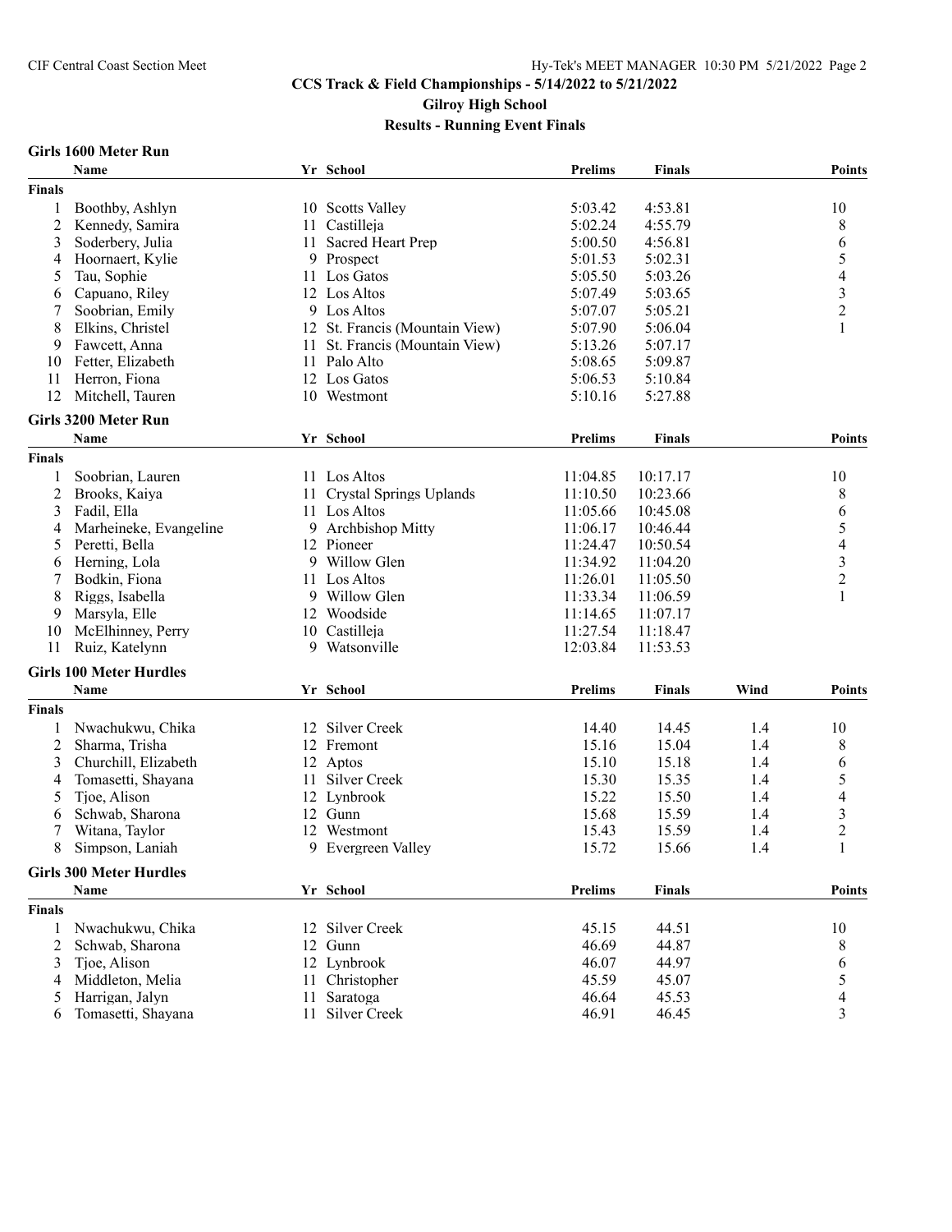# CCS Track & Field Championships - 5/14/2022 to 5/21/2022

## Gilroy High School

## Results - Running Event Finals

### Girls 1600 Meter Run

| | Name | Yr | School | Prelims | Finals | Points |
|---|---|---|---|---|---|---|
| **Finals** | | | | | | |
| 1 | Boothby, Ashlyn | 10 | Scotts Valley | 5:03.42 | 4:53.81 | 10 |
| 2 | Kennedy, Samira | 11 | Castilleja | 5:02.24 | 4:55.79 | 8 |
| 3 | Soderbery, Julia | 11 | Sacred Heart Prep | 5:00.50 | 4:56.81 | 6 |
| 4 | Hoornaert, Kylie | 9 | Prospect | 5:01.53 | 5:02.31 | 5 |
| 5 | Tau, Sophie | 11 | Los Gatos | 5:05.50 | 5:03.26 | 4 |
| 6 | Capuano, Riley | 12 | Los Altos | 5:07.49 | 5:03.65 | 3 |
| 7 | Soobrian, Emily | 9 | Los Altos | 5:07.07 | 5:05.21 | 2 |
| 8 | Elkins, Christel | 12 | St. Francis (Mountain View) | 5:07.90 | 5:06.04 | 1 |
| 9 | Fawcett, Anna | 11 | St. Francis (Mountain View) | 5:13.26 | 5:07.17 | |
| 10 | Fetter, Elizabeth | 11 | Palo Alto | 5:08.65 | 5:09.87 | |
| 11 | Herron, Fiona | 12 | Los Gatos | 5:06.53 | 5:10.84 | |
| 12 | Mitchell, Tauren | 10 | Westmont | 5:10.16 | 5:27.88 | |

### Girls 3200 Meter Run

| | Name | Yr | School | Prelims | Finals | Points |
|---|---|---|---|---|---|---|
| **Finals** | | | | | | |
| 1 | Soobrian, Lauren | 11 | Los Altos | 11:04.85 | 10:17.17 | 10 |
| 2 | Brooks, Kaiya | 11 | Crystal Springs Uplands | 11:10.50 | 10:23.66 | 8 |
| 3 | Fadil, Ella | 11 | Los Altos | 11:05.66 | 10:45.08 | 6 |
| 4 | Marheineke, Evangeline | 9 | Archbishop Mitty | 11:06.17 | 10:46.44 | 5 |
| 5 | Peretti, Bella | 12 | Pioneer | 11:24.47 | 10:50.54 | 4 |
| 6 | Herning, Lola | 9 | Willow Glen | 11:34.92 | 11:04.20 | 3 |
| 7 | Bodkin, Fiona | 11 | Los Altos | 11:26.01 | 11:05.50 | 2 |
| 8 | Riggs, Isabella | 9 | Willow Glen | 11:33.34 | 11:06.59 | 1 |
| 9 | Marsyla, Elle | 12 | Woodside | 11:14.65 | 11:07.17 | |
| 10 | McElhinney, Perry | 10 | Castilleja | 11:27.54 | 11:18.47 | |
| 11 | Ruiz, Katelynn | 9 | Watsonville | 12:03.84 | 11:53.53 | |

### Girls 100 Meter Hurdles

| | Name | Yr | School | Prelims | Finals | Wind | Points |
|---|---|---|---|---|---|---|---|
| **Finals** | | | | | | | |
| 1 | Nwachukwu, Chika | 12 | Silver Creek | 14.40 | 14.45 | 1.4 | 10 |
| 2 | Sharma, Trisha | 12 | Fremont | 15.16 | 15.04 | 1.4 | 8 |
| 3 | Churchill, Elizabeth | 12 | Aptos | 15.10 | 15.18 | 1.4 | 6 |
| 4 | Tomasetti, Shayana | 11 | Silver Creek | 15.30 | 15.35 | 1.4 | 5 |
| 5 | Tjoe, Alison | 12 | Lynbrook | 15.22 | 15.50 | 1.4 | 4 |
| 6 | Schwab, Sharona | 12 | Gunn | 15.68 | 15.59 | 1.4 | 3 |
| 7 | Witana, Taylor | 12 | Westmont | 15.43 | 15.59 | 1.4 | 2 |
| 8 | Simpson, Laniah | 9 | Evergreen Valley | 15.72 | 15.66 | 1.4 | 1 |

### Girls 300 Meter Hurdles

| | Name | Yr | School | Prelims | Finals | Points |
|---|---|---|---|---|---|---|
| **Finals** | | | | | | |
| 1 | Nwachukwu, Chika | 12 | Silver Creek | 45.15 | 44.51 | 10 |
| 2 | Schwab, Sharona | 12 | Gunn | 46.69 | 44.87 | 8 |
| 3 | Tjoe, Alison | 12 | Lynbrook | 46.07 | 44.97 | 6 |
| 4 | Middleton, Melia | 11 | Christopher | 45.59 | 45.07 | 5 |
| 5 | Harrigan, Jalyn | 11 | Saratoga | 46.64 | 45.53 | 4 |
| 6 | Tomasetti, Shayana | 11 | Silver Creek | 46.91 | 46.45 | 3 |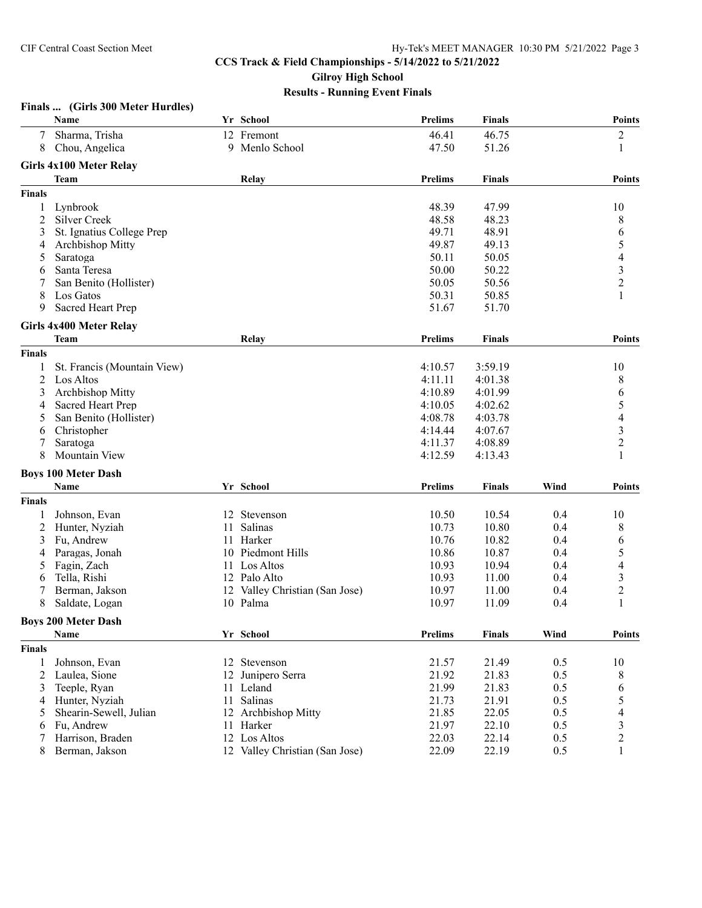### CCS Track & Field Championships - 5/14/2022 to 5/21/2022

**Gilroy High School**

**Results - Running Event Finals**

#### Finals ... (Girls 300 Meter Hurdles)

| | Name | Yr | School | Prelims | Finals | Points |
|---|---|---|---|---|---|---|
| 7 | Sharma, Trisha | 12 | Fremont | 46.41 | 46.75 | 2 |
| 8 | Chou, Angelica | 9 | Menlo School | 47.50 | 51.26 | 1 |

#### Girls 4x100 Meter Relay

| | Team | Relay | Prelims | Finals | Points |
|---|---|---|---|---|---|
| **Finals** | | | | | |
| 1 | Lynbrook | | 48.39 | 47.99 | 10 |
| 2 | Silver Creek | | 48.58 | 48.23 | 8 |
| 3 | St. Ignatius College Prep | | 49.71 | 48.91 | 6 |
| 4 | Archbishop Mitty | | 49.87 | 49.13 | 5 |
| 5 | Saratoga | | 50.11 | 50.05 | 4 |
| 6 | Santa Teresa | | 50.00 | 50.22 | 3 |
| 7 | San Benito (Hollister) | | 50.05 | 50.56 | 2 |
| 8 | Los Gatos | | 50.31 | 50.85 | 1 |
| 9 | Sacred Heart Prep | | 51.67 | 51.70 | |

#### Girls 4x400 Meter Relay

| | Team | Relay | Prelims | Finals | Points |
|---|---|---|---|---|---|
| **Finals** | | | | | |
| 1 | St. Francis (Mountain View) | | 4:10.57 | 3:59.19 | 10 |
| 2 | Los Altos | | 4:11.11 | 4:01.38 | 8 |
| 3 | Archbishop Mitty | | 4:10.89 | 4:01.99 | 6 |
| 4 | Sacred Heart Prep | | 4:10.05 | 4:02.62 | 5 |
| 5 | San Benito (Hollister) | | 4:08.78 | 4:03.78 | 4 |
| 6 | Christopher | | 4:14.44 | 4:07.67 | 3 |
| 7 | Saratoga | | 4:11.37 | 4:08.89 | 2 |
| 8 | Mountain View | | 4:12.59 | 4:13.43 | 1 |

#### Boys 100 Meter Dash

| | Name | Yr | School | Prelims | Finals | Wind | Points |
|---|---|---|---|---|---|---|---|
| **Finals** | | | | | | | |
| 1 | Johnson, Evan | 12 | Stevenson | 10.50 | 10.54 | 0.4 | 10 |
| 2 | Hunter, Nyziah | 11 | Salinas | 10.73 | 10.80 | 0.4 | 8 |
| 3 | Fu, Andrew | 11 | Harker | 10.76 | 10.82 | 0.4 | 6 |
| 4 | Paragas, Jonah | 10 | Piedmont Hills | 10.86 | 10.87 | 0.4 | 5 |
| 5 | Fagin, Zach | 11 | Los Altos | 10.93 | 10.94 | 0.4 | 4 |
| 6 | Tella, Rishi | 12 | Palo Alto | 10.93 | 11.00 | 0.4 | 3 |
| 7 | Berman, Jakson | 12 | Valley Christian (San Jose) | 10.97 | 11.00 | 0.4 | 2 |
| 8 | Saldate, Logan | 10 | Palma | 10.97 | 11.09 | 0.4 | 1 |

#### Boys 200 Meter Dash

| | Name | Yr | School | Prelims | Finals | Wind | Points |
|---|---|---|---|---|---|---|---|
| **Finals** | | | | | | | |
| 1 | Johnson, Evan | 12 | Stevenson | 21.57 | 21.49 | 0.5 | 10 |
| 2 | Laulea, Sione | 12 | Junipero Serra | 21.92 | 21.83 | 0.5 | 8 |
| 3 | Teeple, Ryan | 11 | Leland | 21.99 | 21.83 | 0.5 | 6 |
| 4 | Hunter, Nyziah | 11 | Salinas | 21.73 | 21.91 | 0.5 | 5 |
| 5 | Shearin-Sewell, Julian | 12 | Archbishop Mitty | 21.85 | 22.05 | 0.5 | 4 |
| 6 | Fu, Andrew | 11 | Harker | 21.97 | 22.10 | 0.5 | 3 |
| 7 | Harrison, Braden | 12 | Los Altos | 22.03 | 22.14 | 0.5 | 2 |
| 8 | Berman, Jakson | 12 | Valley Christian (San Jose) | 22.09 | 22.19 | 0.5 | 1 |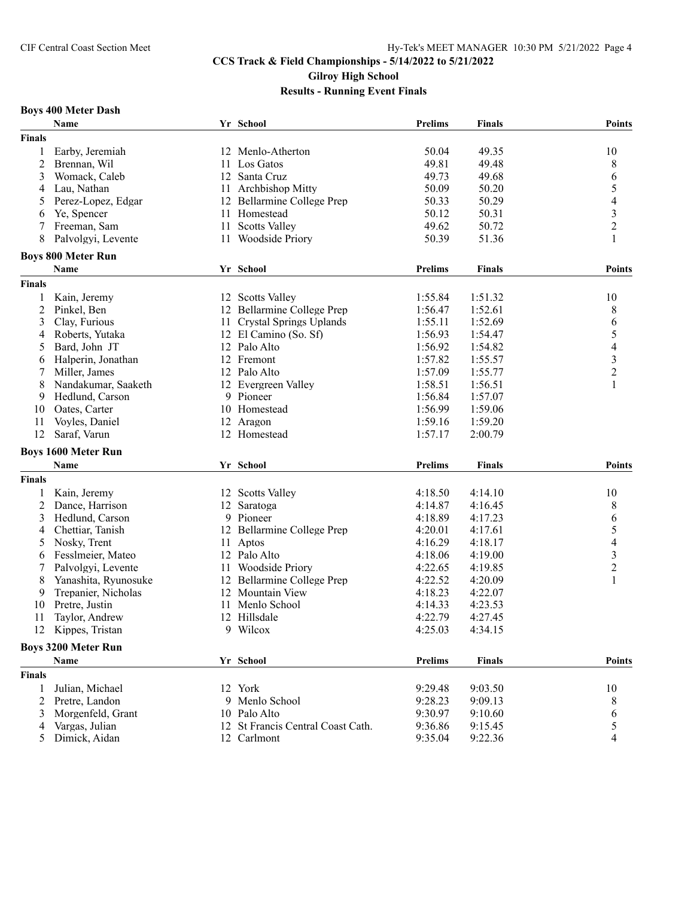# CCS Track & Field Championships - 5/14/2022 to 5/21/2022

## Gilroy High School

## Results - Running Event Finals

### Boys 400 Meter Dash

| | Name | Yr | School | Prelims | Finals | Points |
|---|---|---|---|---|---|---|
| **Finals** | | | | | | |
| 1 | Earby, Jeremiah | 12 | Menlo-Atherton | 50.04 | 49.35 | 10 |
| 2 | Brennan, Wil | 11 | Los Gatos | 49.81 | 49.48 | 8 |
| 3 | Womack, Caleb | 12 | Santa Cruz | 49.73 | 49.68 | 6 |
| 4 | Lau, Nathan | 11 | Archbishop Mitty | 50.09 | 50.20 | 5 |
| 5 | Perez-Lopez, Edgar | 12 | Bellarmine College Prep | 50.33 | 50.29 | 4 |
| 6 | Ye, Spencer | 11 | Homestead | 50.12 | 50.31 | 3 |
| 7 | Freeman, Sam | 11 | Scotts Valley | 49.62 | 50.72 | 2 |
| 8 | Palvolgyi, Levente | 11 | Woodside Priory | 50.39 | 51.36 | 1 |

### Boys 800 Meter Run

| | Name | Yr | School | Prelims | Finals | Points |
|---|---|---|---|---|---|---|
| **Finals** | | | | | | |
| 1 | Kain, Jeremy | 12 | Scotts Valley | 1:55.84 | 1:51.32 | 10 |
| 2 | Pinkel, Ben | 12 | Bellarmine College Prep | 1:56.47 | 1:52.61 | 8 |
| 3 | Clay, Furious | 11 | Crystal Springs Uplands | 1:55.11 | 1:52.69 | 6 |
| 4 | Roberts, Yutaka | 12 | El Camino (So. Sf) | 1:56.93 | 1:54.47 | 5 |
| 5 | Bard, John JT | 12 | Palo Alto | 1:56.92 | 1:54.82 | 4 |
| 6 | Halperin, Jonathan | 12 | Fremont | 1:57.82 | 1:55.57 | 3 |
| 7 | Miller, James | 12 | Palo Alto | 1:57.09 | 1:55.77 | 2 |
| 8 | Nandakumar, Saaketh | 12 | Evergreen Valley | 1:58.51 | 1:56.51 | 1 |
| 9 | Hedlund, Carson | 9 | Pioneer | 1:56.84 | 1:57.07 | |
| 10 | Oates, Carter | 10 | Homestead | 1:56.99 | 1:59.06 | |
| 11 | Voyles, Daniel | 12 | Aragon | 1:59.16 | 1:59.20 | |
| 12 | Saraf, Varun | 12 | Homestead | 1:57.17 | 2:00.79 | |

### Boys 1600 Meter Run

| | Name | Yr | School | Prelims | Finals | Points |
|---|---|---|---|---|---|---|
| **Finals** | | | | | | |
| 1 | Kain, Jeremy | 12 | Scotts Valley | 4:18.50 | 4:14.10 | 10 |
| 2 | Dance, Harrison | 12 | Saratoga | 4:14.87 | 4:16.45 | 8 |
| 3 | Hedlund, Carson | 9 | Pioneer | 4:18.89 | 4:17.23 | 6 |
| 4 | Chettiar, Tanish | 12 | Bellarmine College Prep | 4:20.01 | 4:17.61 | 5 |
| 5 | Nosky, Trent | 11 | Aptos | 4:16.29 | 4:18.17 | 4 |
| 6 | Fesslmeier, Mateo | 12 | Palo Alto | 4:18.06 | 4:19.00 | 3 |
| 7 | Palvolgyi, Levente | 11 | Woodside Priory | 4:22.65 | 4:19.85 | 2 |
| 8 | Yanashita, Ryunosuke | 12 | Bellarmine College Prep | 4:22.52 | 4:20.09 | 1 |
| 9 | Trepanier, Nicholas | 12 | Mountain View | 4:18.23 | 4:22.07 | |
| 10 | Pretre, Justin | 11 | Menlo School | 4:14.33 | 4:23.53 | |
| 11 | Taylor, Andrew | 12 | Hillsdale | 4:22.79 | 4:27.45 | |
| 12 | Kippes, Tristan | 9 | Wilcox | 4:25.03 | 4:34.15 | |

### Boys 3200 Meter Run

| | Name | Yr | School | Prelims | Finals | Points |
|---|---|---|---|---|---|---|
| **Finals** | | | | | | |
| 1 | Julian, Michael | 12 | York | 9:29.48 | 9:03.50 | 10 |
| 2 | Pretre, Landon | 9 | Menlo School | 9:28.23 | 9:09.13 | 8 |
| 3 | Morgenfeld, Grant | 10 | Palo Alto | 9:30.97 | 9:10.60 | 6 |
| 4 | Vargas, Julian | 12 | St Francis Central Coast Cath. | 9:36.86 | 9:15.45 | 5 |
| 5 | Dimick, Aidan | 12 | Carlmont | 9:35.04 | 9:22.36 | 4 |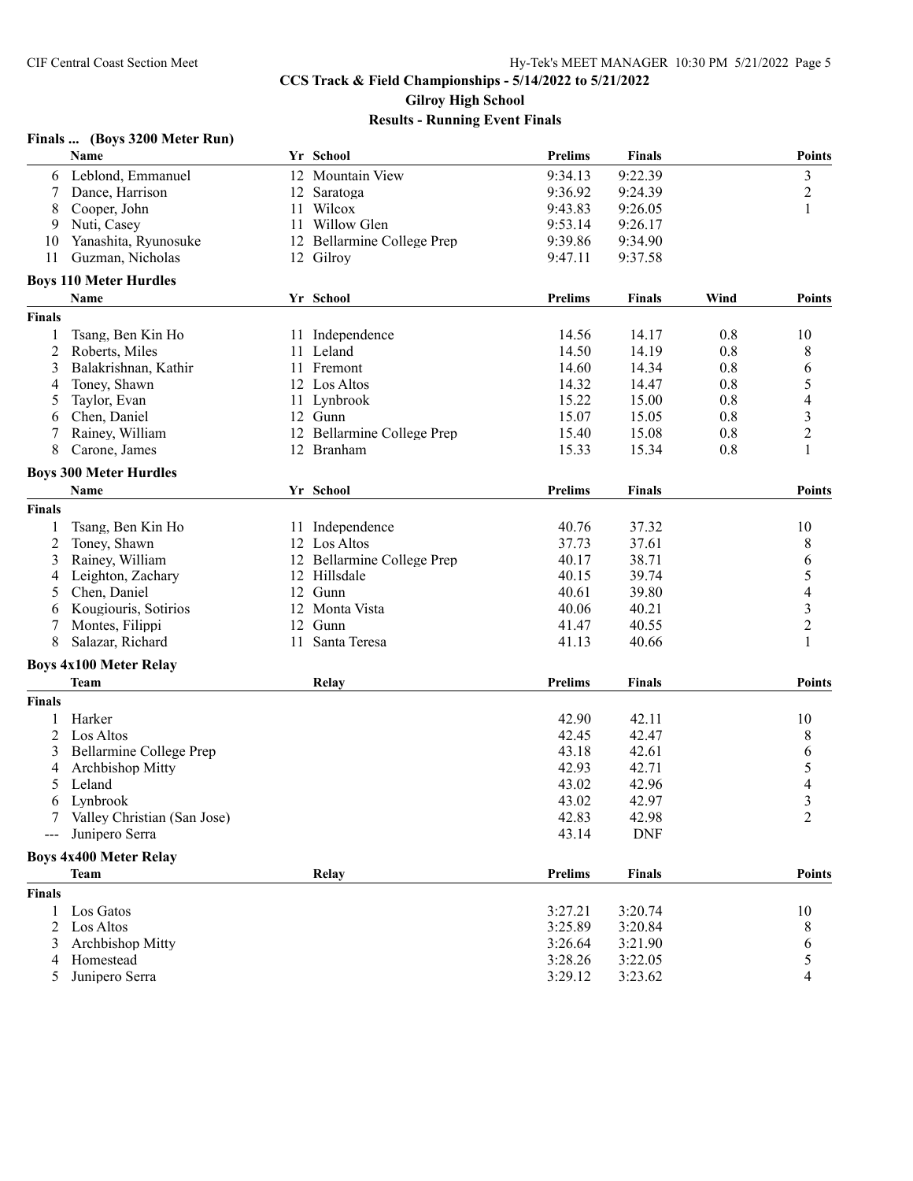CCS Track & Field Championships - 5/14/2022 to 5/21/2022

Gilroy High School

Results - Running Event Finals

## Finals ... (Boys 3200 Meter Run)

| | Name | Yr | School | Prelims | Finals | Points |
|---|---|---|---|---|---|---|
| 6 | Leblond, Emmanuel | 12 | Mountain View | 9:34.13 | 9:22.39 | 3 |
| 7 | Dance, Harrison | 12 | Saratoga | 9:36.92 | 9:24.39 | 2 |
| 8 | Cooper, John | 11 | Wilcox | 9:43.83 | 9:26.05 | 1 |
| 9 | Nuti, Casey | 11 | Willow Glen | 9:53.14 | 9:26.17 | |
| 10 | Yanashita, Ryunosuke | 12 | Bellarmine College Prep | 9:39.86 | 9:34.90 | |
| 11 | Guzman, Nicholas | 12 | Gilroy | 9:47.11 | 9:37.58 | |

## Boys 110 Meter Hurdles

| | Name | Yr | School | Prelims | Finals | Wind | Points |
|---|---|---|---|---|---|---|---|
| **Finals** | | | | | | | |
| 1 | Tsang, Ben Kin Ho | 11 | Independence | 14.56 | 14.17 | 0.8 | 10 |
| 2 | Roberts, Miles | 11 | Leland | 14.50 | 14.19 | 0.8 | 8 |
| 3 | Balakrishnan, Kathir | 11 | Fremont | 14.60 | 14.34 | 0.8 | 6 |
| 4 | Toney, Shawn | 12 | Los Altos | 14.32 | 14.47 | 0.8 | 5 |
| 5 | Taylor, Evan | 11 | Lynbrook | 15.22 | 15.00 | 0.8 | 4 |
| 6 | Chen, Daniel | 12 | Gunn | 15.07 | 15.05 | 0.8 | 3 |
| 7 | Rainey, William | 12 | Bellarmine College Prep | 15.40 | 15.08 | 0.8 | 2 |
| 8 | Carone, James | 12 | Branham | 15.33 | 15.34 | 0.8 | 1 |

## Boys 300 Meter Hurdles

| | Name | Yr | School | Prelims | Finals | Points |
|---|---|---|---|---|---|---|
| **Finals** | | | | | | |
| 1 | Tsang, Ben Kin Ho | 11 | Independence | 40.76 | 37.32 | 10 |
| 2 | Toney, Shawn | 12 | Los Altos | 37.73 | 37.61 | 8 |
| 3 | Rainey, William | 12 | Bellarmine College Prep | 40.17 | 38.71 | 6 |
| 4 | Leighton, Zachary | 12 | Hillsdale | 40.15 | 39.74 | 5 |
| 5 | Chen, Daniel | 12 | Gunn | 40.61 | 39.80 | 4 |
| 6 | Kougiouris, Sotirios | 12 | Monta Vista | 40.06 | 40.21 | 3 |
| 7 | Montes, Filippi | 12 | Gunn | 41.47 | 40.55 | 2 |
| 8 | Salazar, Richard | 11 | Santa Teresa | 41.13 | 40.66 | 1 |

## Boys 4x100 Meter Relay

| | Team | Relay | Prelims | Finals | Points |
|---|---|---|---|---|---|
| **Finals** | | | | | |
| 1 | Harker | | 42.90 | 42.11 | 10 |
| 2 | Los Altos | | 42.45 | 42.47 | 8 |
| 3 | Bellarmine College Prep | | 43.18 | 42.61 | 6 |
| 4 | Archbishop Mitty | | 42.93 | 42.71 | 5 |
| 5 | Leland | | 43.02 | 42.96 | 4 |
| 6 | Lynbrook | | 43.02 | 42.97 | 3 |
| 7 | Valley Christian (San Jose) | | 42.83 | 42.98 | 2 |
| --- | Junipero Serra | | 43.14 | DNF | |

## Boys 4x400 Meter Relay

| | Team | Relay | Prelims | Finals | Points |
|---|---|---|---|---|---|
| **Finals** | | | | | |
| 1 | Los Gatos | | 3:27.21 | 3:20.74 | 10 |
| 2 | Los Altos | | 3:25.89 | 3:20.84 | 8 |
| 3 | Archbishop Mitty | | 3:26.64 | 3:21.90 | 6 |
| 4 | Homestead | | 3:28.26 | 3:22.05 | 5 |
| 5 | Junipero Serra | | 3:29.12 | 3:23.62 | 4 |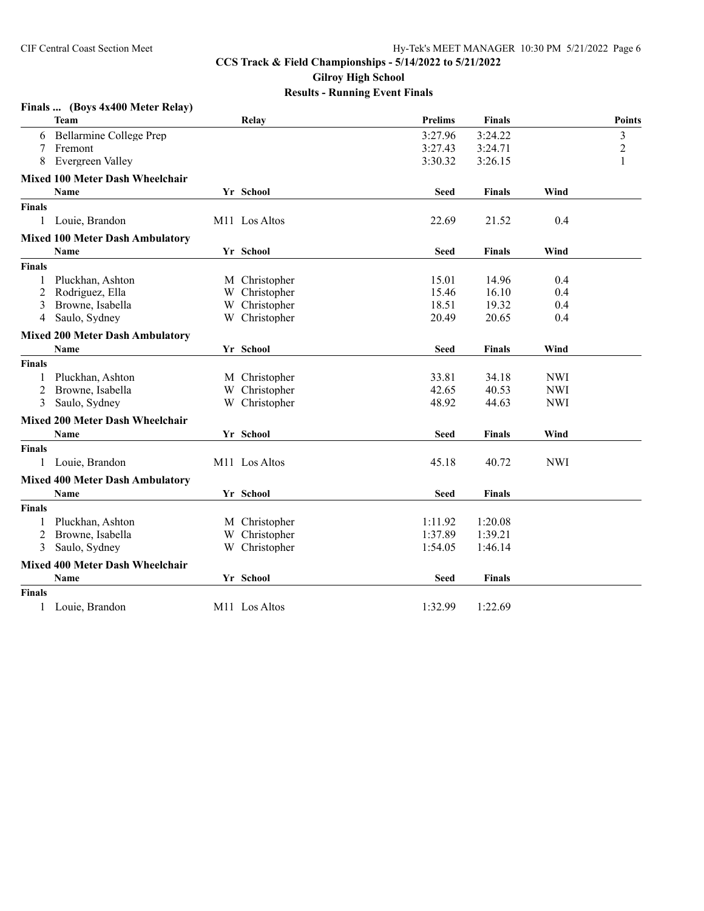### Finals ... (Boys 4x400 Meter Relay)

| | Team | Relay | Prelims | Finals | Points |
|---|---|---|---|---|---|
| 6 | Bellarmine College Prep | | 3:27.96 | 3:24.22 | 3 |
| 7 | Fremont | | 3:27.43 | 3:24.71 | 2 |
| 8 | Evergreen Valley | | 3:30.32 | 3:26.15 | 1 |

### Mixed 100 Meter Dash Wheelchair

| | Name | Yr | School | Seed | Finals | Wind |
|---|---|---|---|---|---|---|
| **Finals** | | | | | | |
| 1 | Louie, Brandon | M11 | Los Altos | 22.69 | 21.52 | 0.4 |

### Mixed 100 Meter Dash Ambulatory

| | Name | Yr | School | Seed | Finals | Wind |
|---|---|---|---|---|---|---|
| **Finals** | | | | | | |
| 1 | Pluckhan, Ashton | M | Christopher | 15.01 | 14.96 | 0.4 |
| 2 | Rodriguez, Ella | W | Christopher | 15.46 | 16.10 | 0.4 |
| 3 | Browne, Isabella | W | Christopher | 18.51 | 19.32 | 0.4 |
| 4 | Saulo, Sydney | W | Christopher | 20.49 | 20.65 | 0.4 |

### Mixed 200 Meter Dash Ambulatory

| | Name | Yr | School | Seed | Finals | Wind |
|---|---|---|---|---|---|---|
| **Finals** | | | | | | |
| 1 | Pluckhan, Ashton | M | Christopher | 33.81 | 34.18 | NWI |
| 2 | Browne, Isabella | W | Christopher | 42.65 | 40.53 | NWI |
| 3 | Saulo, Sydney | W | Christopher | 48.92 | 44.63 | NWI |

### Mixed 200 Meter Dash Wheelchair

| | Name | Yr | School | Seed | Finals | Wind |
|---|---|---|---|---|---|---|
| **Finals** | | | | | | |
| 1 | Louie, Brandon | M11 | Los Altos | 45.18 | 40.72 | NWI |

### Mixed 400 Meter Dash Ambulatory

| | Name | Yr | School | Seed | Finals |
|---|---|---|---|---|---|
| **Finals** | | | | | |
| 1 | Pluckhan, Ashton | M | Christopher | 1:11.92 | 1:20.08 |
| 2 | Browne, Isabella | W | Christopher | 1:37.89 | 1:39.21 |
| 3 | Saulo, Sydney | W | Christopher | 1:54.05 | 1:46.14 |

### Mixed 400 Meter Dash Wheelchair

| | Name | Yr | School | Seed | Finals |
|---|---|---|---|---|---|
| **Finals** | | | | | |
| 1 | Louie, Brandon | M11 | Los Altos | 1:32.99 | 1:22.69 |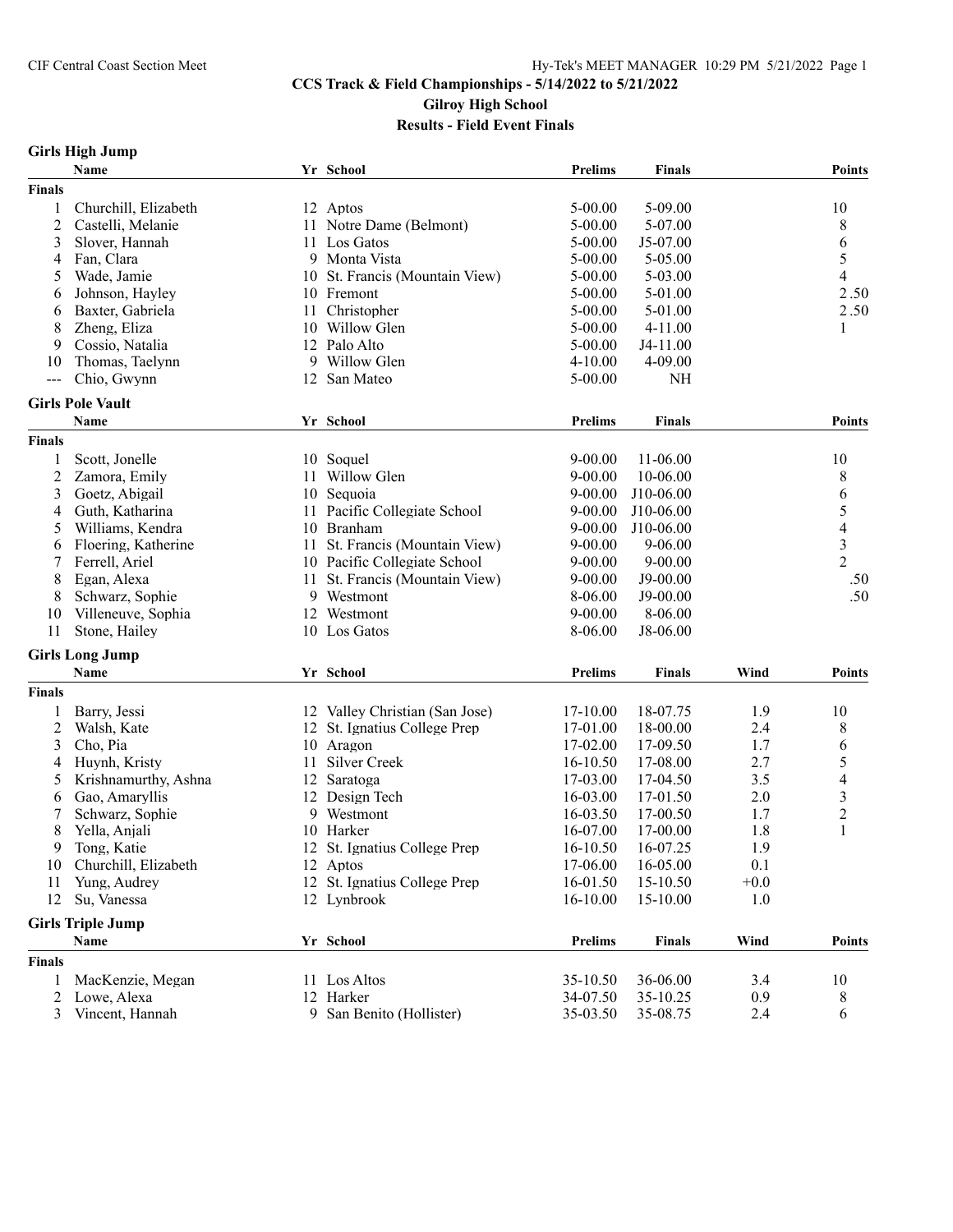# CCS Track & Field Championships - 5/14/2022 to 5/21/2022

## Gilroy High School

### Results - Field Event Finals

#### Girls High Jump

| | Name | Yr | School | Prelims | Finals | Points |
|---|---|---|---|---|---|---|
| **Finals** | | | | | | |
| 1 | Churchill, Elizabeth | 12 | Aptos | 5-00.00 | 5-09.00 | 10 |
| 2 | Castelli, Melanie | 11 | Notre Dame (Belmont) | 5-00.00 | 5-07.00 | 8 |
| 3 | Slover, Hannah | 11 | Los Gatos | 5-00.00 | J5-07.00 | 6 |
| 4 | Fan, Clara | 9 | Monta Vista | 5-00.00 | 5-05.00 | 5 |
| 5 | Wade, Jamie | 10 | St. Francis (Mountain View) | 5-00.00 | 5-03.00 | 4 |
| 6 | Johnson, Hayley | 10 | Fremont | 5-00.00 | 5-01.00 | 2.50 |
| 6 | Baxter, Gabriela | 11 | Christopher | 5-00.00 | 5-01.00 | 2.50 |
| 8 | Zheng, Eliza | 10 | Willow Glen | 5-00.00 | 4-11.00 | 1 |
| 9 | Cossio, Natalia | 12 | Palo Alto | 5-00.00 | J4-11.00 | |
| 10 | Thomas, Taelynn | 9 | Willow Glen | 4-10.00 | 4-09.00 | |
| --- | Chio, Gwynn | 12 | San Mateo | 5-00.00 | NH | |

#### Girls Pole Vault

| | Name | Yr | School | Prelims | Finals | Points |
|---|---|---|---|---|---|---|
| **Finals** | | | | | | |
| 1 | Scott, Jonelle | 10 | Soquel | 9-00.00 | 11-06.00 | 10 |
| 2 | Zamora, Emily | 11 | Willow Glen | 9-00.00 | 10-06.00 | 8 |
| 3 | Goetz, Abigail | 10 | Sequoia | 9-00.00 | J10-06.00 | 6 |
| 4 | Guth, Katharina | 11 | Pacific Collegiate School | 9-00.00 | J10-06.00 | 5 |
| 5 | Williams, Kendra | 10 | Branham | 9-00.00 | J10-06.00 | 4 |
| 6 | Floering, Katherine | 11 | St. Francis (Mountain View) | 9-00.00 | 9-06.00 | 3 |
| 7 | Ferrell, Ariel | 10 | Pacific Collegiate School | 9-00.00 | 9-00.00 | 2 |
| 8 | Egan, Alexa | 11 | St. Francis (Mountain View) | 9-00.00 | J9-00.00 | .50 |
| 8 | Schwarz, Sophie | 9 | Westmont | 8-06.00 | J9-00.00 | .50 |
| 10 | Villeneuve, Sophia | 12 | Westmont | 9-00.00 | 8-06.00 | |
| 11 | Stone, Hailey | 10 | Los Gatos | 8-06.00 | J8-06.00 | |

#### Girls Long Jump

| | Name | Yr | School | Prelims | Finals | Wind | Points |
|---|---|---|---|---|---|---|---|
| **Finals** | | | | | | | |
| 1 | Barry, Jessi | 12 | Valley Christian (San Jose) | 17-10.00 | 18-07.75 | 1.9 | 10 |
| 2 | Walsh, Kate | 12 | St. Ignatius College Prep | 17-01.00 | 18-00.00 | 2.4 | 8 |
| 3 | Cho, Pia | 10 | Aragon | 17-02.00 | 17-09.50 | 1.7 | 6 |
| 4 | Huynh, Kristy | 11 | Silver Creek | 16-10.50 | 17-08.00 | 2.7 | 5 |
| 5 | Krishnamurthy, Ashna | 12 | Saratoga | 17-03.00 | 17-04.50 | 3.5 | 4 |
| 6 | Gao, Amaryllis | 12 | Design Tech | 16-03.00 | 17-01.50 | 2.0 | 3 |
| 7 | Schwarz, Sophie | 9 | Westmont | 16-03.50 | 17-00.50 | 1.7 | 2 |
| 8 | Yella, Anjali | 10 | Harker | 16-07.00 | 17-00.00 | 1.8 | 1 |
| 9 | Tong, Katie | 12 | St. Ignatius College Prep | 16-10.50 | 16-07.25 | 1.9 | |
| 10 | Churchill, Elizabeth | 12 | Aptos | 17-06.00 | 16-05.00 | 0.1 | |
| 11 | Yung, Audrey | 12 | St. Ignatius College Prep | 16-01.50 | 15-10.50 | +0.0 | |
| 12 | Su, Vanessa | 12 | Lynbrook | 16-10.00 | 15-10.00 | 1.0 | |

#### Girls Triple Jump

| | Name | Yr | School | Prelims | Finals | Wind | Points |
|---|---|---|---|---|---|---|---|
| **Finals** | | | | | | | |
| 1 | MacKenzie, Megan | 11 | Los Altos | 35-10.50 | 36-06.00 | 3.4 | 10 |
| 2 | Lowe, Alexa | 12 | Harker | 34-07.50 | 35-10.25 | 0.9 | 8 |
| 3 | Vincent, Hannah | 9 | San Benito (Hollister) | 35-03.50 | 35-08.75 | 2.4 | 6 |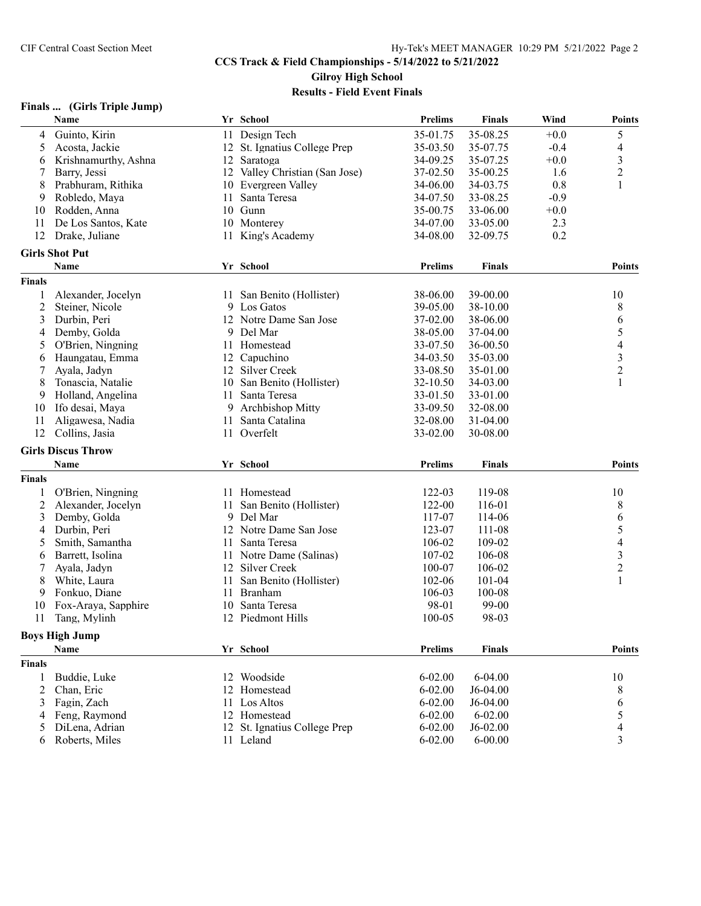## CCS Track & Field Championships - 5/14/2022 to 5/21/2022

**Gilroy High School**

**Results - Field Event Finals**

### Finals ... (Girls Triple Jump)

| | Name | Yr | School | Prelims | Finals | Wind | Points |
|---|---|---|---|---|---|---|---|
| 4 | Guinto, Kirin | 11 | Design Tech | 35-01.75 | 35-08.25 | +0.0 | 5 |
| 5 | Acosta, Jackie | 12 | St. Ignatius College Prep | 35-03.50 | 35-07.75 | -0.4 | 4 |
| 6 | Krishnamurthy, Ashna | 12 | Saratoga | 34-09.25 | 35-07.25 | +0.0 | 3 |
| 7 | Barry, Jessi | 12 | Valley Christian (San Jose) | 37-02.50 | 35-00.25 | 1.6 | 2 |
| 8 | Prabhuram, Rithika | 10 | Evergreen Valley | 34-06.00 | 34-03.75 | 0.8 | 1 |
| 9 | Robledo, Maya | 11 | Santa Teresa | 34-07.50 | 33-08.25 | -0.9 | |
| 10 | Rodden, Anna | 10 | Gunn | 35-00.75 | 33-06.00 | +0.0 | |
| 11 | De Los Santos, Kate | 10 | Monterey | 34-07.00 | 33-05.00 | 2.3 | |
| 12 | Drake, Juliane | 11 | King's Academy | 34-08.00 | 32-09.75 | 0.2 | |

### Girls Shot Put

**Finals**

| | Name | Yr | School | Prelims | Finals | Points |
|---|---|---|---|---|---|---|
| 1 | Alexander, Jocelyn | 11 | San Benito (Hollister) | 38-06.00 | 39-00.00 | 10 |
| 2 | Steiner, Nicole | 9 | Los Gatos | 39-05.00 | 38-10.00 | 8 |
| 3 | Durbin, Peri | 12 | Notre Dame San Jose | 37-02.00 | 38-06.00 | 6 |
| 4 | Demby, Golda | 9 | Del Mar | 38-05.00 | 37-04.00 | 5 |
| 5 | O'Brien, Ningning | 11 | Homestead | 33-07.50 | 36-00.50 | 4 |
| 6 | Haungatau, Emma | 12 | Capuchino | 34-03.50 | 35-03.00 | 3 |
| 7 | Ayala, Jadyn | 12 | Silver Creek | 33-08.50 | 35-01.00 | 2 |
| 8 | Tonascia, Natalie | 10 | San Benito (Hollister) | 32-10.50 | 34-03.00 | 1 |
| 9 | Holland, Angelina | 11 | Santa Teresa | 33-01.50 | 33-01.00 | |
| 10 | Ifo desai, Maya | 9 | Archbishop Mitty | 33-09.50 | 32-08.00 | |
| 11 | Aligawesa, Nadia | 11 | Santa Catalina | 32-08.00 | 31-04.00 | |
| 12 | Collins, Jasia | 11 | Overfelt | 33-02.00 | 30-08.00 | |

### Girls Discus Throw

**Finals**

| | Name | Yr | School | Prelims | Finals | Points |
|---|---|---|---|---|---|---|
| 1 | O'Brien, Ningning | 11 | Homestead | 122-03 | 119-08 | 10 |
| 2 | Alexander, Jocelyn | 11 | San Benito (Hollister) | 122-00 | 116-01 | 8 |
| 3 | Demby, Golda | 9 | Del Mar | 117-07 | 114-06 | 6 |
| 4 | Durbin, Peri | 12 | Notre Dame San Jose | 123-07 | 111-08 | 5 |
| 5 | Smith, Samantha | 11 | Santa Teresa | 106-02 | 109-02 | 4 |
| 6 | Barrett, Isolina | 11 | Notre Dame (Salinas) | 107-02 | 106-08 | 3 |
| 7 | Ayala, Jadyn | 12 | Silver Creek | 100-07 | 106-02 | 2 |
| 8 | White, Laura | 11 | San Benito (Hollister) | 102-06 | 101-04 | 1 |
| 9 | Fonkuo, Diane | 11 | Branham | 106-03 | 100-08 | |
| 10 | Fox-Araya, Sapphire | 10 | Santa Teresa | 98-01 | 99-00 | |
| 11 | Tang, Mylinh | 12 | Piedmont Hills | 100-05 | 98-03 | |

### Boys High Jump

**Finals**

| | Name | Yr | School | Prelims | Finals | Points |
|---|---|---|---|---|---|---|
| 1 | Buddie, Luke | 12 | Woodside | 6-02.00 | 6-04.00 | 10 |
| 2 | Chan, Eric | 12 | Homestead | 6-02.00 | J6-04.00 | 8 |
| 3 | Fagin, Zach | 11 | Los Altos | 6-02.00 | J6-04.00 | 6 |
| 4 | Feng, Raymond | 12 | Homestead | 6-02.00 | 6-02.00 | 5 |
| 5 | DiLena, Adrian | 12 | St. Ignatius College Prep | 6-02.00 | J6-02.00 | 4 |
| 6 | Roberts, Miles | 11 | Leland | 6-02.00 | 6-00.00 | 3 |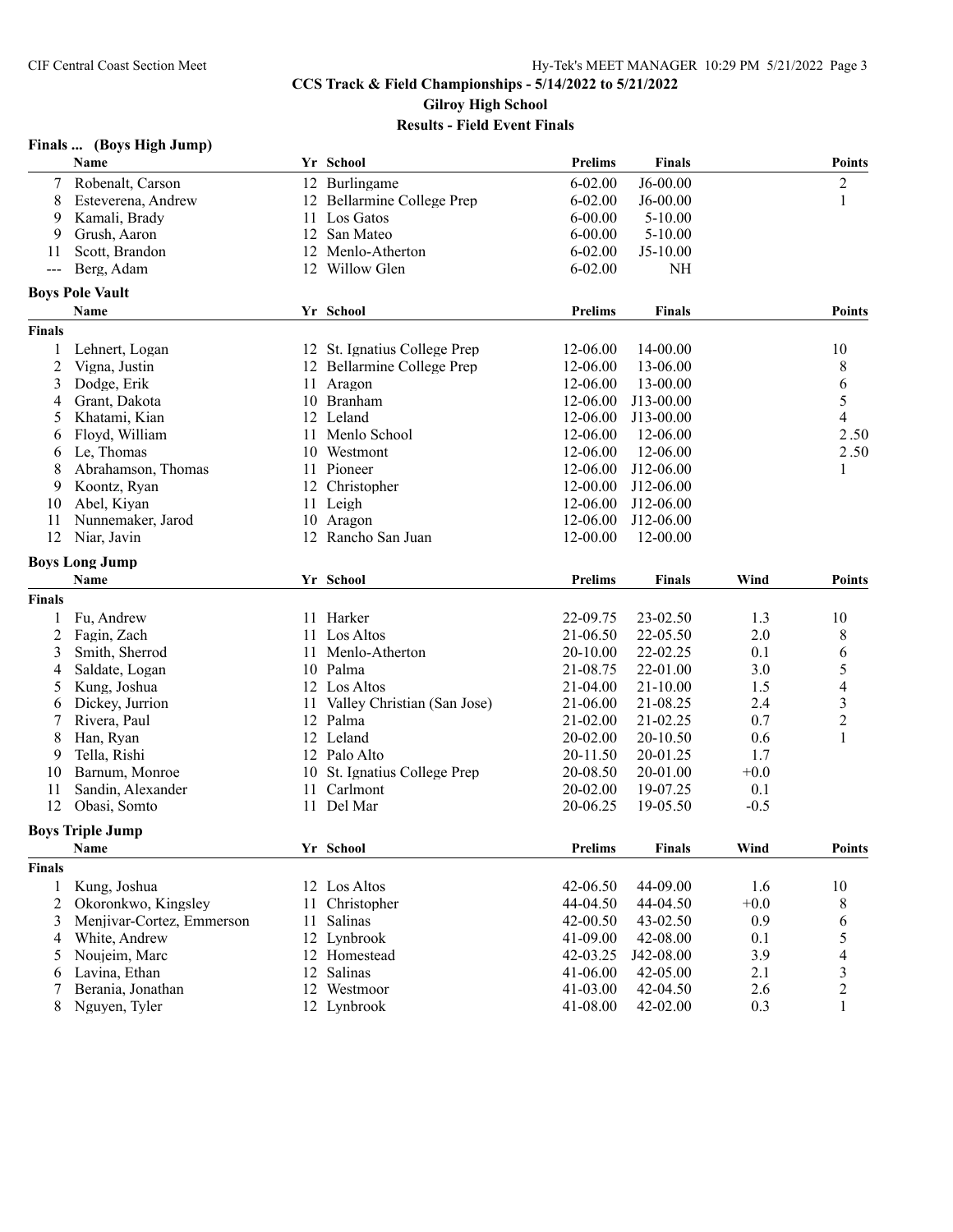## Finals ... (Boys High Jump)

| | Name | Yr | School | Prelims | Finals | Points |
|---|---|---|---|---|---|---|
| 7 | Robenalt, Carson | 12 | Burlingame | 6-02.00 | J6-00.00 | 2 |
| 8 | Esteverena, Andrew | 12 | Bellarmine College Prep | 6-02.00 | J6-00.00 | 1 |
| 9 | Kamali, Brady | 11 | Los Gatos | 6-00.00 | 5-10.00 | |
| 9 | Grush, Aaron | 12 | San Mateo | 6-00.00 | 5-10.00 | |
| 11 | Scott, Brandon | 12 | Menlo-Atherton | 6-02.00 | J5-10.00 | |
| --- | Berg, Adam | 12 | Willow Glen | 6-02.00 | NH | |

## Boys Pole Vault

| | Name | Yr | School | Prelims | Finals | Points |
|---|---|---|---|---|---|---|
| **Finals** | | | | | | |
| 1 | Lehnert, Logan | 12 | St. Ignatius College Prep | 12-06.00 | 14-00.00 | 10 |
| 2 | Vigna, Justin | 12 | Bellarmine College Prep | 12-06.00 | 13-06.00 | 8 |
| 3 | Dodge, Erik | 11 | Aragon | 12-06.00 | 13-00.00 | 6 |
| 4 | Grant, Dakota | 10 | Branham | 12-06.00 | J13-00.00 | 5 |
| 5 | Khatami, Kian | 12 | Leland | 12-06.00 | J13-00.00 | 4 |
| 6 | Floyd, William | 11 | Menlo School | 12-06.00 | 12-06.00 | 2.50 |
| 6 | Le, Thomas | 10 | Westmont | 12-06.00 | 12-06.00 | 2.50 |
| 8 | Abrahamson, Thomas | 11 | Pioneer | 12-06.00 | J12-06.00 | 1 |
| 9 | Koontz, Ryan | 12 | Christopher | 12-00.00 | J12-06.00 | |
| 10 | Abel, Kiyan | 11 | Leigh | 12-06.00 | J12-06.00 | |
| 11 | Nunnemaker, Jarod | 10 | Aragon | 12-06.00 | J12-06.00 | |
| 12 | Niar, Javin | 12 | Rancho San Juan | 12-00.00 | 12-00.00 | |

## Boys Long Jump

| | Name | Yr | School | Prelims | Finals | Wind | Points |
|---|---|---|---|---|---|---|---|
| **Finals** | | | | | | | |
| 1 | Fu, Andrew | 11 | Harker | 22-09.75 | 23-02.50 | 1.3 | 10 |
| 2 | Fagin, Zach | 11 | Los Altos | 21-06.50 | 22-05.50 | 2.0 | 8 |
| 3 | Smith, Sherrod | 11 | Menlo-Atherton | 20-10.00 | 22-02.25 | 0.1 | 6 |
| 4 | Saldate, Logan | 10 | Palma | 21-08.75 | 22-01.00 | 3.0 | 5 |
| 5 | Kung, Joshua | 12 | Los Altos | 21-04.00 | 21-10.00 | 1.5 | 4 |
| 6 | Dickey, Jurrion | 11 | Valley Christian (San Jose) | 21-06.00 | 21-08.25 | 2.4 | 3 |
| 7 | Rivera, Paul | 12 | Palma | 21-02.00 | 21-02.25 | 0.7 | 2 |
| 8 | Han, Ryan | 12 | Leland | 20-02.00 | 20-10.50 | 0.6 | 1 |
| 9 | Tella, Rishi | 12 | Palo Alto | 20-11.50 | 20-01.25 | 1.7 | |
| 10 | Barnum, Monroe | 10 | St. Ignatius College Prep | 20-08.50 | 20-01.00 | +0.0 | |
| 11 | Sandin, Alexander | 11 | Carlmont | 20-02.00 | 19-07.25 | 0.1 | |
| 12 | Obasi, Somto | 11 | Del Mar | 20-06.25 | 19-05.50 | -0.5 | |

## Boys Triple Jump

| | Name | Yr | School | Prelims | Finals | Wind | Points |
|---|---|---|---|---|---|---|---|
| **Finals** | | | | | | | |
| 1 | Kung, Joshua | 12 | Los Altos | 42-06.50 | 44-09.00 | 1.6 | 10 |
| 2 | Okoronkwo, Kingsley | 11 | Christopher | 44-04.50 | 44-04.50 | +0.0 | 8 |
| 3 | Menjivar-Cortez, Emmerson | 11 | Salinas | 42-00.50 | 43-02.50 | 0.9 | 6 |
| 4 | White, Andrew | 12 | Lynbrook | 41-09.00 | 42-08.00 | 0.1 | 5 |
| 5 | Noujeim, Marc | 12 | Homestead | 42-03.25 | J42-08.00 | 3.9 | 4 |
| 6 | Lavina, Ethan | 12 | Salinas | 41-06.00 | 42-05.00 | 2.1 | 3 |
| 7 | Berania, Jonathan | 12 | Westmoor | 41-03.00 | 42-04.50 | 2.6 | 2 |
| 8 | Nguyen, Tyler | 12 | Lynbrook | 41-08.00 | 42-02.00 | 0.3 | 1 |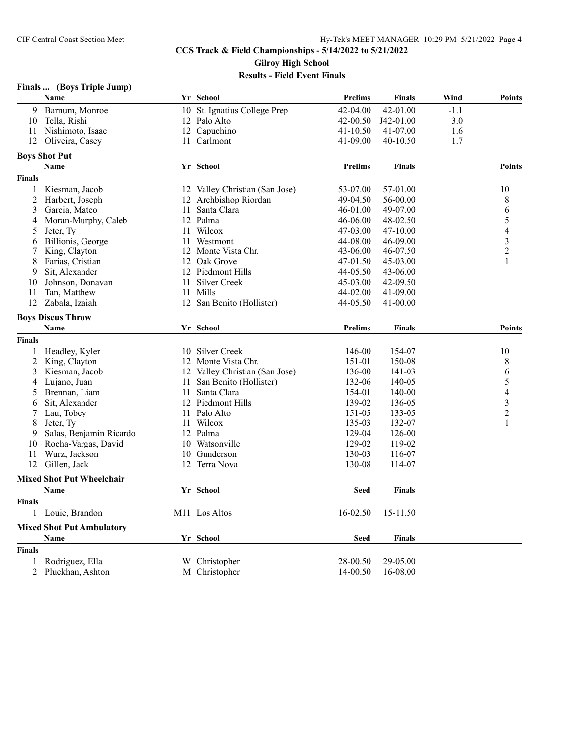# CCS Track & Field Championships - 5/14/2022 to 5/21/2022

## Gilroy High School

## Results - Field Event Finals

### Finals ... (Boys Triple Jump)

| | Name | Yr | School | Prelims | Finals | Wind | Points |
|---|---|---|---|---|---|---|---|
| 9 | Barnum, Monroe | 10 | St. Ignatius College Prep | 42-04.00 | 42-01.00 | -1.1 | |
| 10 | Tella, Rishi | 12 | Palo Alto | 42-00.50 | J42-01.00 | 3.0 | |
| 11 | Nishimoto, Isaac | 12 | Capuchino | 41-10.50 | 41-07.00 | 1.6 | |
| 12 | Oliveira, Casey | 11 | Carlmont | 41-09.00 | 40-10.50 | 1.7 | |

### Boys Shot Put

| | Name | Yr | School | Prelims | Finals | Points |
|---|---|---|---|---|---|---|
| **Finals** | | | | | | |
| 1 | Kiesman, Jacob | 12 | Valley Christian (San Jose) | 53-07.00 | 57-01.00 | 10 |
| 2 | Harbert, Joseph | 12 | Archbishop Riordan | 49-04.50 | 56-00.00 | 8 |
| 3 | Garcia, Mateo | 11 | Santa Clara | 46-01.00 | 49-07.00 | 6 |
| 4 | Moran-Murphy, Caleb | 12 | Palma | 46-06.00 | 48-02.50 | 5 |
| 5 | Jeter, Ty | 11 | Wilcox | 47-03.00 | 47-10.00 | 4 |
| 6 | Billionis, George | 11 | Westmont | 44-08.00 | 46-09.00 | 3 |
| 7 | King, Clayton | 12 | Monte Vista Chr. | 43-06.00 | 46-07.50 | 2 |
| 8 | Farias, Cristian | 12 | Oak Grove | 47-01.50 | 45-03.00 | 1 |
| 9 | Sit, Alexander | 12 | Piedmont Hills | 44-05.50 | 43-06.00 | |
| 10 | Johnson, Donavan | 11 | Silver Creek | 45-03.00 | 42-09.50 | |
| 11 | Tan, Matthew | 11 | Mills | 44-02.00 | 41-09.00 | |
| 12 | Zabala, Izaiah | 12 | San Benito (Hollister) | 44-05.50 | 41-00.00 | |

### Boys Discus Throw

| | Name | Yr | School | Prelims | Finals | Points |
|---|---|---|---|---|---|---|
| **Finals** | | | | | | |
| 1 | Headley, Kyler | 10 | Silver Creek | 146-00 | 154-07 | 10 |
| 2 | King, Clayton | 12 | Monte Vista Chr. | 151-01 | 150-08 | 8 |
| 3 | Kiesman, Jacob | 12 | Valley Christian (San Jose) | 136-00 | 141-03 | 6 |
| 4 | Lujano, Juan | 11 | San Benito (Hollister) | 132-06 | 140-05 | 5 |
| 5 | Brennan, Liam | 11 | Santa Clara | 154-01 | 140-00 | 4 |
| 6 | Sit, Alexander | 12 | Piedmont Hills | 139-02 | 136-05 | 3 |
| 7 | Lau, Tobey | 11 | Palo Alto | 151-05 | 133-05 | 2 |
| 8 | Jeter, Ty | 11 | Wilcox | 135-03 | 132-07 | 1 |
| 9 | Salas, Benjamin Ricardo | 12 | Palma | 129-04 | 126-00 | |
| 10 | Rocha-Vargas, David | 10 | Watsonville | 129-02 | 119-02 | |
| 11 | Wurz, Jackson | 10 | Gunderson | 130-03 | 116-07 | |
| 12 | Gillen, Jack | 12 | Terra Nova | 130-08 | 114-07 | |

### Mixed Shot Put Wheelchair

| | Name | Yr | School | Seed | Finals |
|---|---|---|---|---|---|
| **Finals** | | | | | |
| 1 | Louie, Brandon | M11 | Los Altos | 16-02.50 | 15-11.50 |

### Mixed Shot Put Ambulatory

| | Name | Yr | School | Seed | Finals |
|---|---|---|---|---|---|
| **Finals** | | | | | |
| 1 | Rodriguez, Ella | W | Christopher | 28-00.50 | 29-05.00 |
| 2 | Pluckhan, Ashton | M | Christopher | 14-00.50 | 16-08.00 |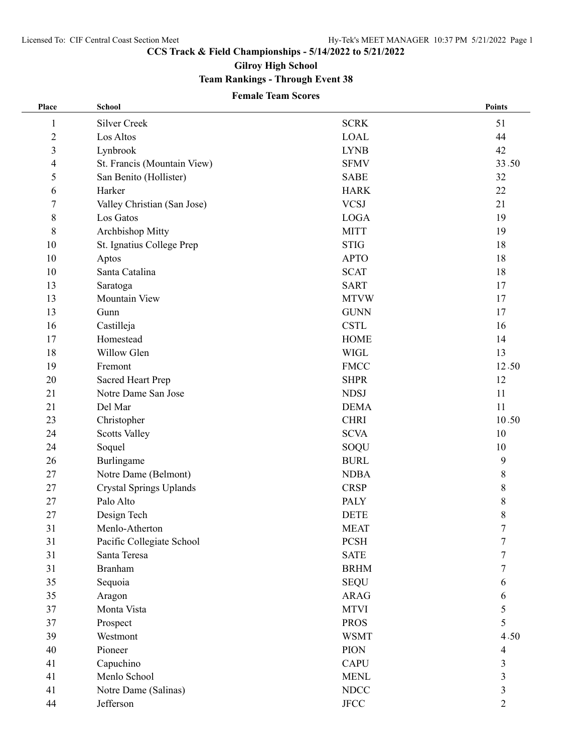Licensed To: CIF Central Coast Section Meet

Hy-Tek's MEET MANAGER 10:37 PM 5/21/2022 Page 1

# CCS Track & Field Championships - 5/14/2022 to 5/21/2022

## Gilroy High School

## Team Rankings - Through Event 38

### Female Team Scores

| Place | School | | Points |
|---|---|---|---|
| 1 | Silver Creek | SCRK | 51 |
| 2 | Los Altos | LOAL | 44 |
| 3 | Lynbrook | LYNB | 42 |
| 4 | St. Francis (Mountain View) | SFMV | 33.50 |
| 5 | San Benito (Hollister) | SABE | 32 |
| 6 | Harker | HARK | 22 |
| 7 | Valley Christian (San Jose) | VCSJ | 21 |
| 8 | Los Gatos | LOGA | 19 |
| 8 | Archbishop Mitty | MITT | 19 |
| 10 | St. Ignatius College Prep | STIG | 18 |
| 10 | Aptos | APTO | 18 |
| 10 | Santa Catalina | SCAT | 18 |
| 13 | Saratoga | SART | 17 |
| 13 | Mountain View | MTVW | 17 |
| 13 | Gunn | GUNN | 17 |
| 16 | Castilleja | CSTL | 16 |
| 17 | Homestead | HOME | 14 |
| 18 | Willow Glen | WIGL | 13 |
| 19 | Fremont | FMCC | 12.50 |
| 20 | Sacred Heart Prep | SHPR | 12 |
| 21 | Notre Dame San Jose | NDSJ | 11 |
| 21 | Del Mar | DEMA | 11 |
| 23 | Christopher | CHRI | 10.50 |
| 24 | Scotts Valley | SCVA | 10 |
| 24 | Soquel | SOQU | 10 |
| 26 | Burlingame | BURL | 9 |
| 27 | Notre Dame (Belmont) | NDBA | 8 |
| 27 | Crystal Springs Uplands | CRSP | 8 |
| 27 | Palo Alto | PALY | 8 |
| 27 | Design Tech | DETE | 8 |
| 31 | Menlo-Atherton | MEAT | 7 |
| 31 | Pacific Collegiate School | PCSH | 7 |
| 31 | Santa Teresa | SATE | 7 |
| 31 | Branham | BRHM | 7 |
| 35 | Sequoia | SEQU | 6 |
| 35 | Aragon | ARAG | 6 |
| 37 | Monta Vista | MTVI | 5 |
| 37 | Prospect | PROS | 5 |
| 39 | Westmont | WSMT | 4.50 |
| 40 | Pioneer | PION | 4 |
| 41 | Capuchino | CAPU | 3 |
| 41 | Menlo School | MENL | 3 |
| 41 | Notre Dame (Salinas) | NDCC | 3 |
| 44 | Jefferson | JFCC | 2 |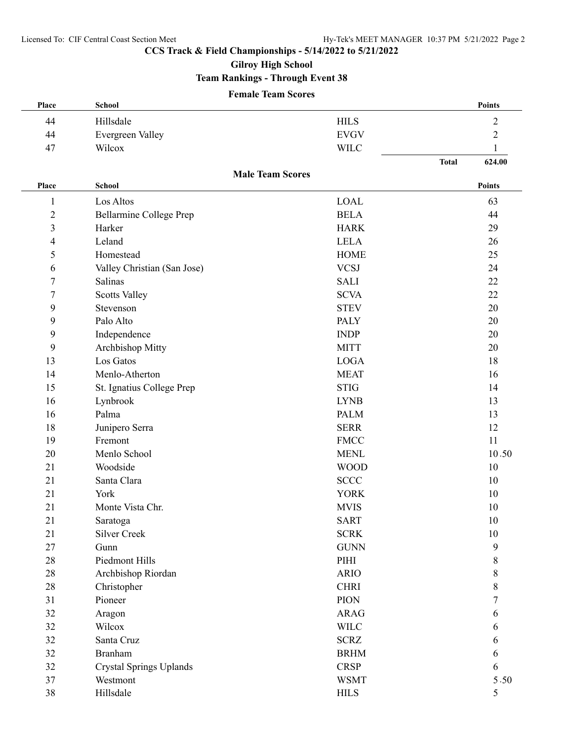## CCS Track & Field Championships - 5/14/2022 to 5/21/2022

### Gilroy High School

### Team Rankings - Through Event 38

#### Female Team Scores

| Place | School | | Points |
|---|---|---|---|
| 44 | Hillsdale | HILS | 2 |
| 44 | Evergreen Valley | EVGV | 2 |
| 47 | Wilcox | WILC | 1 |
| | | Total | 624.00 |

#### Male Team Scores

| Place | School | | Points |
|---|---|---|---|
| 1 | Los Altos | LOAL | 63 |
| 2 | Bellarmine College Prep | BELA | 44 |
| 3 | Harker | HARK | 29 |
| 4 | Leland | LELA | 26 |
| 5 | Homestead | HOME | 25 |
| 6 | Valley Christian (San Jose) | VCSJ | 24 |
| 7 | Salinas | SALI | 22 |
| 7 | Scotts Valley | SCVA | 22 |
| 9 | Stevenson | STEV | 20 |
| 9 | Palo Alto | PALY | 20 |
| 9 | Independence | INDP | 20 |
| 9 | Archbishop Mitty | MITT | 20 |
| 13 | Los Gatos | LOGA | 18 |
| 14 | Menlo-Atherton | MEAT | 16 |
| 15 | St. Ignatius College Prep | STIG | 14 |
| 16 | Lynbrook | LYNB | 13 |
| 16 | Palma | PALM | 13 |
| 18 | Junipero Serra | SERR | 12 |
| 19 | Fremont | FMCC | 11 |
| 20 | Menlo School | MENL | 10.50 |
| 21 | Woodside | WOOD | 10 |
| 21 | Santa Clara | SCCC | 10 |
| 21 | York | YORK | 10 |
| 21 | Monte Vista Chr. | MVIS | 10 |
| 21 | Saratoga | SART | 10 |
| 21 | Silver Creek | SCRK | 10 |
| 27 | Gunn | GUNN | 9 |
| 28 | Piedmont Hills | PIHI | 8 |
| 28 | Archbishop Riordan | ARIO | 8 |
| 28 | Christopher | CHRI | 8 |
| 31 | Pioneer | PION | 7 |
| 32 | Aragon | ARAG | 6 |
| 32 | Wilcox | WILC | 6 |
| 32 | Santa Cruz | SCRZ | 6 |
| 32 | Branham | BRHM | 6 |
| 32 | Crystal Springs Uplands | CRSP | 6 |
| 37 | Westmont | WSMT | 5.50 |
| 38 | Hillsdale | HILS | 5 |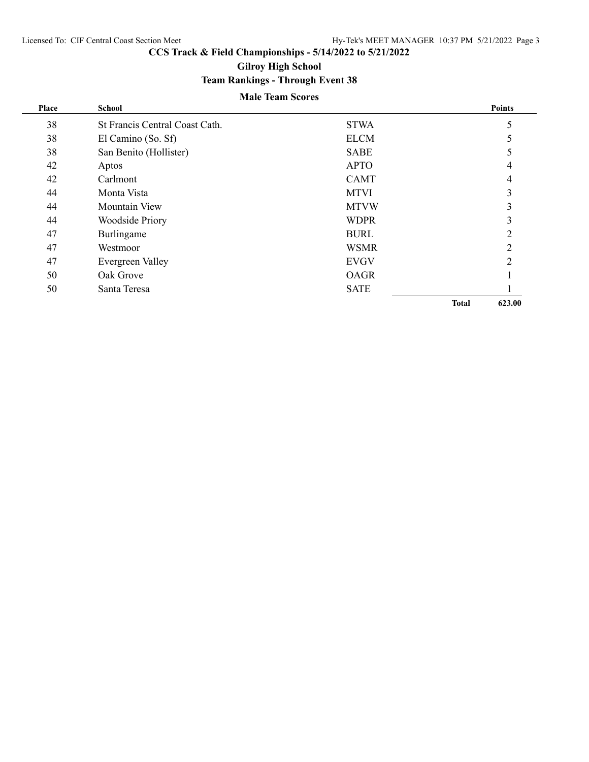## CCS Track & Field Championships - 5/14/2022 to 5/21/2022

## Gilroy High School

## Team Rankings - Through Event 38

### Male Team Scores

| Place | School | | Points |
|---|---|---|---|
| 38 | St Francis Central Coast Cath. | STWA | 5 |
| 38 | El Camino (So. Sf) | ELCM | 5 |
| 38 | San Benito (Hollister) | SABE | 5 |
| 42 | Aptos | APTO | 4 |
| 42 | Carlmont | CAMT | 4 |
| 44 | Monta Vista | MTVI | 3 |
| 44 | Mountain View | MTVW | 3 |
| 44 | Woodside Priory | WDPR | 3 |
| 47 | Burlingame | BURL | 2 |
| 47 | Westmoor | WSMR | 2 |
| 47 | Evergreen Valley | EVGV | 2 |
| 50 | Oak Grove | OAGR | 1 |
| 50 | Santa Teresa | SATE | 1 |
| | | **Total** | **623.00** |